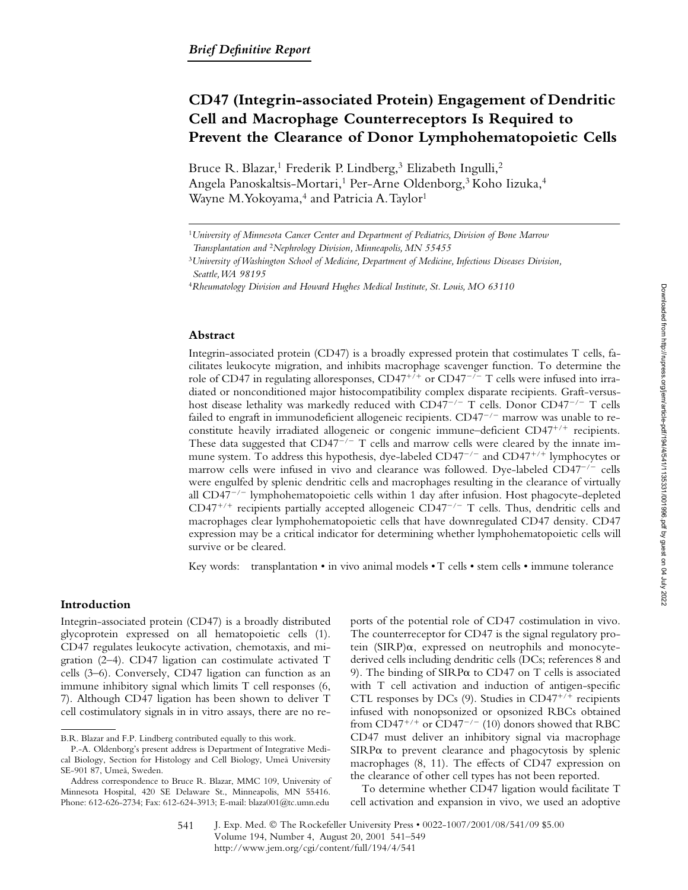*Brief Definitive Report*

# CD47 (Integrin-associated Protein) Engagement of Dendritic Cell and Macrophage Counterreceptors Is Required to Prevent the Clearance of Donor Lymphohematopoietic Cells

Bruce R. Blazar,[1] Frederik P. Lindberg,[3] Elizabeth Ingulli,[2] Angela Panoskaltsis-Mortari,[1] Per-Arne Oldenborg,[3] Koho Iizuka,[4] Wayne M. Yokoyama,[4] and Patricia A. Taylor[1]

[1]*University of Minnesota Cancer Center and Department of Pediatrics, Division of Bone Marrow Transplantation and* [2]*Nephrology Division, Minneapolis, MN 55455*

[3]*University of Washington School of Medicine, Department of Medicine, Infectious Diseases Division, Seattle, WA 98195*

[4]*Rheumatology Division and Howard Hughes Medical Institute, St. Louis, MO 63110*

## Abstract

Integrin-associated protein (CD47) is a broadly expressed protein that costimulates T cells, facilitates leukocyte migration, and inhibits macrophage scavenger function. To determine the role of CD47 in regulating alloresponses, $CD47^{+/+}$ or $CD47^{-/-}$ T cells were infused into irradiated or nonconditioned major histocompatibility complex disparate recipients. Graft-versus-host disease lethality was markedly reduced with $CD47^{-/-}$ T cells. Donor $CD47^{-/-}$ T cells failed to engraft in immunodeficient allogeneic recipients. $CD47^{-/-}$ marrow was unable to reconstitute heavily irradiated allogeneic or congenic immune–deficient $CD47^{+/+}$ recipients. These data suggested that $CD47^{-/-}$ T cells and marrow cells were cleared by the innate immune system. To address this hypothesis, dye-labeled $CD47^{-/-}$ and $CD47^{+/+}$ lymphocytes or marrow cells were infused in vivo and clearance was followed. Dye-labeled $CD47^{-/-}$ cells were engulfed by splenic dendritic cells and macrophages resulting in the clearance of virtually all $CD47^{-/-}$ lymphohematopoietic cells within 1 day after infusion. Host phagocyte-depleted $CD47^{+/+}$ recipients partially accepted allogeneic $CD47^{-/-}$ T cells. Thus, dendritic cells and macrophages clear lymphohematopoietic cells that have downregulated CD47 density. CD47 expression may be a critical indicator for determining whether lymphohematopoietic cells will survive or be cleared.

Key words: transplantation • in vivo animal models • T cells • stem cells • immune tolerance

## Introduction

Integrin-associated protein (CD47) is a broadly distributed glycoprotein expressed on all hematopoietic cells (1). CD47 regulates leukocyte activation, chemotaxis, and migration (2–4). CD47 ligation can costimulate activated T cells (3–6). Conversely, CD47 ligation can function as an immune inhibitory signal which limits T cell responses (6, 7). Although CD47 ligation has been shown to deliver T cell costimulatory signals in in vitro assays, there are no reports of the potential role of CD47 costimulation in vivo. The counterreceptor for CD47 is the signal regulatory protein (SIRP)α, expressed on neutrophils and monocyte-derived cells including dendritic cells (DCs; references 8 and 9). The binding of SIRPα to CD47 on T cells is associated with T cell activation and induction of antigen-specific CTL responses by DCs (9). Studies in $CD47^{+/+}$ recipients infused with nonopsonized or opsonized RBCs obtained from $CD47^{+/+}$ or $CD47^{-/-}$ (10) donors showed that RBC CD47 must deliver an inhibitory signal via macrophage SIRPα to prevent clearance and phagocytosis by splenic macrophages (8, 11). The effects of CD47 expression on the clearance of other cell types has not been reported.

To determine whether CD47 ligation would facilitate T cell activation and expansion in vivo, we used an adoptive

B.R. Blazar and F.P. Lindberg contributed equally to this work.

P.-A. Oldenborg's present address is Department of Integrative Medical Biology, Section for Histology and Cell Biology, Umeå University SE-901 87, Umeå, Sweden.

Address correspondence to Bruce R. Blazar, MMC 109, University of Minnesota Hospital, 420 SE Delaware St., Minneapolis, MN 55416. Phone: 612-626-2734; Fax: 612-624-3913; E-mail: blaza001@tc.umn.edu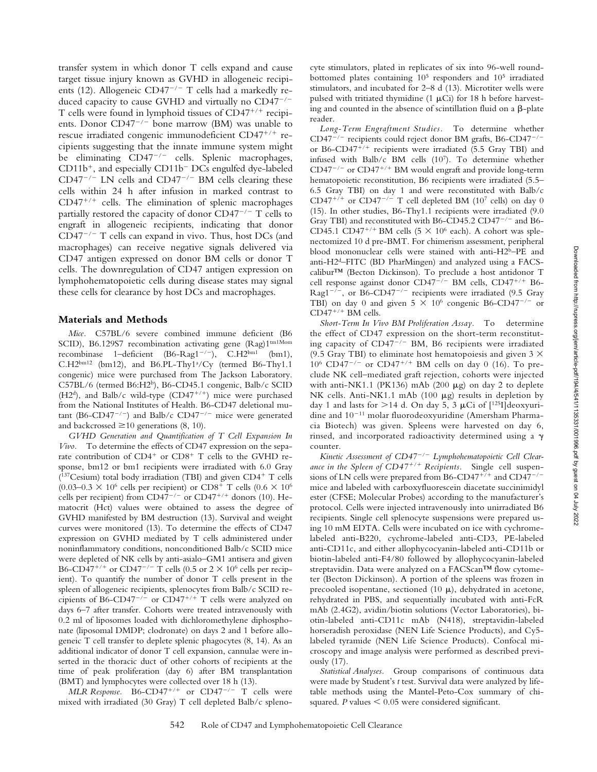transfer system in which donor T cells expand and cause target tissue injury known as GVHD in allogeneic recipients (12). Allogeneic CD47$^{-/-}$ T cells had a markedly reduced capacity to cause GVHD and virtually no CD47$^{-/-}$ T cells were found in lymphoid tissues of CD47$^{+/+}$ recipients. Donor CD47$^{-/-}$ bone marrow (BM) was unable to rescue irradiated congenic immunodeficient CD47$^{+/+}$ recipients suggesting that the innate immune system might be eliminating CD47$^{-/-}$ cells. Splenic macrophages, CD11b$^{+}$, and especially CD11b$^{-}$ DCs engulfed dye-labeled CD47$^{-/-}$ LN cells and CD47$^{-/-}$ BM cells clearing these cells within 24 h after infusion in marked contrast to CD47$^{+/+}$ cells. The elimination of splenic macrophages partially restored the capacity of donor CD47$^{-/-}$ T cells to engraft in allogeneic recipients, indicating that donor CD47$^{-/-}$ T cells can expand in vivo. Thus, host DCs (and macrophages) can receive negative signals delivered via CD47 antigen expressed on donor BM cells or donor T cells. The downregulation of CD47 antigen expression on lymphohematopoietic cells during disease states may signal these cells for clearance by host DCs and macrophages.

## Materials and Methods

*Mice.* C57BL/6 severe combined immune deficient (B6 SCID), B6.129S7 recombination activating gene (Rag)1$^{tm1Mom}$ recombinase 1–deficient (B6-Rag1$^{-/-}$), C.H2$^{bm1}$ (bm1), C.H2$^{bm12}$ (bm12), and B6.PL-Thy1$^{a}$/Cy (termed B6-Thy1.1 congenic) mice were purchased from The Jackson Laboratory. C57BL/6 (termed B6:H2$^{b}$), B6-CD45.1 congenic, Balb/c SCID (H2$^{d}$), and Balb/c wild-type (CD47$^{+/+}$) mice were purchased from the National Institutes of Health. B6-CD47 deletional mutant (B6-CD47$^{-/-}$) and Balb/c CD47$^{-/-}$ mice were generated and backcrossed $\geq$10 generations (8, 10).

*GVHD Generation and Quantification of T Cell Expansion In Vivo.* To determine the effects of CD47 expression on the separate contribution of CD4$^{+}$ or CD8$^{+}$ T cells to the GVHD response, bm12 or bm1 recipients were irradiated with 6.0 Gray ($^{137}$Cesium) total body irradiation (TBI) and given CD4$^{+}$ T cells ($0.03–0.3 \times 10^{6}$ cells per recipient) or CD8$^{+}$ T cells ($0.6 \times 10^{6}$ cells per recipient) from CD47$^{-/-}$ or CD47$^{+/+}$ donors (10). Hematocrit (Hct) values were obtained to assess the degree of GVHD manifested by BM destruction (13). Survival and weight curves were monitored (13). To determine the effects of CD47 expression on GVHD mediated by T cells administered under noninflammatory conditions, nonconditioned Balb/c SCID mice were depleted of NK cells by anti-asialo–GM1 antisera and given B6-CD47$^{+/+}$ or CD47$^{-/-}$ T cells (0.5 or $2 \times 10^{6}$ cells per recipient). To quantify the number of donor T cells present in the spleen of allogeneic recipients, splenocytes from Balb/c SCID recipients of B6-CD47$^{-/-}$ or CD47$^{+/+}$ T cells were analyzed on days 6–7 after transfer. Cohorts were treated intravenously with 0.2 ml of liposomes loaded with dichloromethylene diphosphonate (liposomal DMDP; clodronate) on days 2 and 1 before allogeneic T cell transfer to deplete splenic phagocytes (8, 14). As an additional indicator of donor T cell expansion, cannulae were inserted in the thoracic duct of other cohorts of recipients at the time of peak proliferation (day 6) after BM transplantation (BMT) and lymphocytes were collected over 18 h (13).

*MLR Response.* B6-CD47$^{+/+}$ or CD47$^{-/-}$ T cells were mixed with irradiated (30 Gray) T cell depleted Balb/c splenocyte stimulators, plated in replicates of six into 96-well round-bottomed plates containing $10^{5}$ responders and $10^{5}$ irradiated stimulators, and incubated for 2–8 d (13). Microtiter wells were pulsed with tritiated thymidine (1 μCi) for 18 h before harvesting and counted in the absence of scintillation fluid on a β-plate reader.

*Long-Term Engraftment Studies.* To determine whether CD47$^{-/-}$ recipients could reject donor BM grafts, B6-CD47$^{-/-}$ or B6-CD47$^{+/+}$ recipients were irradiated (5.5 Gray TBI) and infused with Balb/c BM cells ($10^{7}$). To determine whether CD47$^{-/-}$ or CD47$^{+/+}$ BM would engraft and provide long-term hematopoietic reconstitution, B6 recipients were irradiated (5.5–6.5 Gray TBI) on day 1 and were reconstituted with Balb/c CD47$^{+/+}$ or CD47$^{-/-}$ T cell depleted BM ($10^{7}$ cells) on day 0 (15). In other studies, B6-Thy1.1 recipients were irradiated (9.0 Gray TBI) and reconstituted with B6-CD45.2 CD47$^{-/-}$ and B6-CD45.1 CD47$^{+/+}$ BM cells ($5 \times 10^{6}$ each). A cohort was splenectomized 10 d pre-BMT. For chimerism assessment, peripheral blood mononuclear cells were stained with anti-H2$^{b}$–PE and anti-H2$^{d}$–FITC (BD PharMingen) and analyzed using a FACS-calibur™ (Becton Dickinson). To preclude a host antidonor T cell response against donor CD47$^{-/-}$ BM cells, CD47$^{+/+}$ B6-Rag1$^{-/-}$, or B6-CD47$^{-/-}$ recipients were irradiated (9.5 Gray TBI) on day 0 and given $5 \times 10^{6}$ congenic B6-CD47$^{-/-}$ or CD47$^{+/+}$ BM cells.

*Short-Term In Vivo BM Proliferation Assay.* To determine the effect of CD47 expression on the short-term reconstituting capacity of CD47$^{-/-}$ BM, B6 recipients were irradiated (9.5 Gray TBI) to eliminate host hematopoiesis and given $3 \times 10^{6}$ CD47$^{-/-}$ or CD47$^{+/+}$ BM cells on day 0 (16). To preclude NK cell–mediated graft rejection, cohorts were injected with anti-NK1.1 (PK136) mAb (200 μg) on day 2 to deplete NK cells. Anti-NK1.1 mAb (100 μg) results in depletion by day 1 and lasts for >14 d. On day 5, 3 μCi of [$^{125}$I]deoxyuridine and $10^{-11}$ molar fluorodeoxyuridine (Amersham Pharmacia Biotech) was given. Spleens were harvested on day 6, rinsed, and incorporated radioactivity determined using a γ counter.

*Kinetic Assessment of CD47$^{-/-}$ Lymphohematopoietic Cell Clearance in the Spleen of CD47$^{+/+}$ Recipients.* Single cell suspensions of LN cells were prepared from B6-CD47$^{+/+}$ and CD47$^{-/-}$ mice and labeled with carboxyfluorescein diacetate succinimidyl ester (CFSE; Molecular Probes) according to the manufacturer's protocol. Cells were injected intravenously into unirradiated B6 recipients. Single cell splenocyte suspensions were prepared using 10 mM EDTA. Cells were incubated on ice with cychrome-labeled anti-B220, cychrome-labeled anti-CD3, PE-labeled anti-CD11c, and either allophycocyanin-labeled anti-CD11b or biotin-labeled anti-F4/80 followed by allophycocyanin-labeled streptavidin. Data were analyzed on a FACScan™ flow cytometer (Becton Dickinson). A portion of the spleens was frozen in precooled isopentane, sectioned (10 μ), dehydrated in acetone, rehydrated in PBS, and sequentially incubated with anti-FcR mAb (2.4G2), avidin/biotin solutions (Vector Laboratories), biotin-labeled anti-CD11c mAb (N418), streptavidin-labeled horseradish peroxidase (NEN Life Science Products), and Cy5-labeled tyramide (NEN Life Science Products). Confocal microscopy and image analysis were performed as described previously (17).

*Statistical Analyses.* Group comparisons of continuous data were made by Student's *t* test. Survival data were analyzed by life-table methods using the Mantel-Peto-Cox summary of chi-squared. $P$ values $< 0.05$ were considered significant.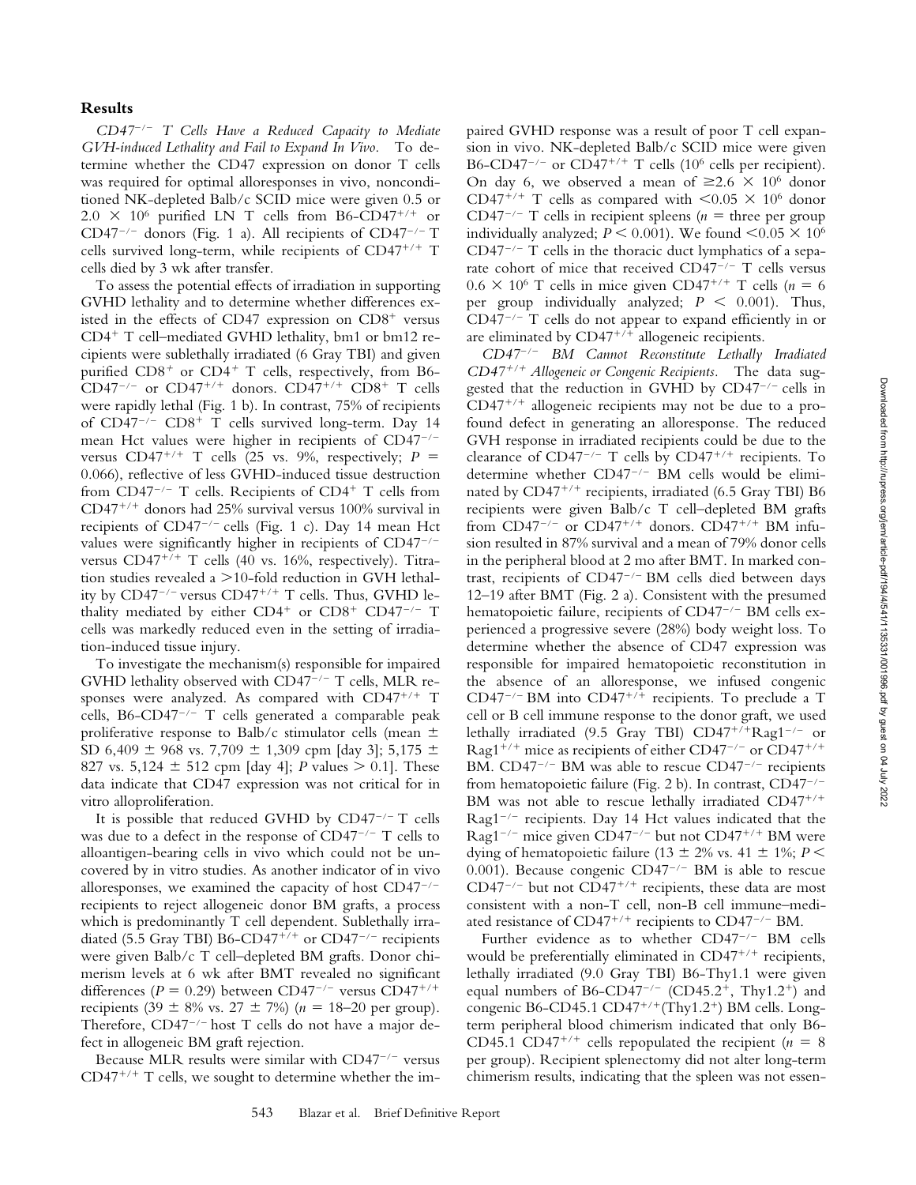## Results

*$CD47^{-/-}$ T Cells Have a Reduced Capacity to Mediate GVH-induced Lethality and Fail to Expand In Vivo.* To determine whether the CD47 expression on donor T cells was required for optimal alloresponses in vivo, nonconditioned NK-depleted Balb/c SCID mice were given 0.5 or $2.0 \times 10^6$ purified LN T cells from B6-$CD47^{+/+}$ or $CD47^{-/-}$ donors (Fig. 1 a). All recipients of $CD47^{-/-}$ T cells survived long-term, while recipients of $CD47^{+/+}$ T cells died by 3 wk after transfer.

To assess the potential effects of irradiation in supporting GVHD lethality and to determine whether differences existed in the effects of CD47 expression on $CD8^+$ versus $CD4^+$ T cell–mediated GVHD lethality, bm1 or bm12 recipients were sublethally irradiated (6 Gray TBI) and given purified $CD8^+$ or $CD4^+$ T cells, respectively, from B6-$CD47^{-/-}$ or $CD47^{+/+}$ donors. $CD47^{+/+}$ $CD8^+$ T cells were rapidly lethal (Fig. 1 b). In contrast, 75% of recipients of $CD47^{-/-}$ $CD8^+$ T cells survived long-term. Day 14 mean Hct values were higher in recipients of $CD47^{-/-}$ versus $CD47^{+/+}$ T cells (25 vs. 9%, respectively; $P$ = 0.066), reflective of less GVHD-induced tissue destruction from $CD47^{-/-}$ T cells. Recipients of $CD4^+$ T cells from $CD47^{+/+}$ donors had 25% survival versus 100% survival in recipients of $CD47^{-/-}$ cells (Fig. 1 c). Day 14 mean Hct values were significantly higher in recipients of $CD47^{-/-}$ versus $CD47^{+/+}$ T cells (40 vs. 16%, respectively). Titration studies revealed a >10-fold reduction in GVH lethality by $CD47^{-/-}$ versus $CD47^{+/+}$ T cells. Thus, GVHD lethality mediated by either $CD4^+$ or $CD8^+$ $CD47^{-/-}$ T cells was markedly reduced even in the setting of irradiation-induced tissue injury.

To investigate the mechanism(s) responsible for impaired GVHD lethality observed with $CD47^{-/-}$ T cells, MLR responses were analyzed. As compared with $CD47^{+/+}$ T cells, B6-$CD47^{-/-}$ T cells generated a comparable peak proliferative response to Balb/c stimulator cells (mean $\pm$ SD 6,409 $\pm$ 968 vs. 7,709 $\pm$ 1,309 cpm [day 3]; 5,175 $\pm$ 827 vs. 5,124 $\pm$ 512 cpm [day 4]; $P$ values > 0.1]. These data indicate that CD47 expression was not critical for in vitro alloproliferation.

It is possible that reduced GVHD by $CD47^{-/-}$ T cells was due to a defect in the response of $CD47^{-/-}$ T cells to alloantigen-bearing cells in vivo which could not be uncovered by in vitro studies. As another indicator of in vivo alloresponses, we examined the capacity of host $CD47^{-/-}$ recipients to reject allogeneic donor BM grafts, a process which is predominantly T cell dependent. Sublethally irradiated (5.5 Gray TBI) B6-$CD47^{+/+}$ or $CD47^{-/-}$ recipients were given Balb/c T cell–depleted BM grafts. Donor chimerism levels at 6 wk after BMT revealed no significant differences ($P$ = 0.29) between $CD47^{-/-}$ versus $CD47^{+/+}$ recipients (39 $\pm$ 8% vs. 27 $\pm$ 7%) ($n$ = 18–20 per group). Therefore, $CD47^{-/-}$ host T cells do not have a major defect in allogeneic BM graft rejection.

Because MLR results were similar with $CD47^{-/-}$ versus $CD47^{+/+}$ T cells, we sought to determine whether the impaired GVHD response was a result of poor T cell expansion in vivo. NK-depleted Balb/c SCID mice were given B6-$CD47^{-/-}$ or $CD47^{+/+}$ T cells ($10^6$ cells per recipient). On day 6, we observed a mean of $\geq 2.6 \times 10^6$ donor $CD47^{+/+}$ T cells as compared with $< 0.05 \times 10^6$ donor $CD47^{-/-}$ T cells in recipient spleens ($n$ = three per group individually analyzed; $P < 0.001$). We found $< 0.05 \times 10^6$ $CD47^{-/-}$ T cells in the thoracic duct lymphatics of a separate cohort of mice that received $CD47^{-/-}$ T cells versus $0.6 \times 10^6$ T cells in mice given $CD47^{+/+}$ T cells ($n$ = 6 per group individually analyzed; $P$ < 0.001). Thus, $CD47^{-/-}$ T cells do not appear to expand efficiently in or are eliminated by $CD47^{+/+}$ allogeneic recipients.

*$CD47^{-/-}$ BM Cannot Reconstitute Lethally Irradiated $CD47^{+/+}$ Allogeneic or Congenic Recipients.* The data suggested that the reduction in GVHD by $CD47^{-/-}$ cells in $CD47^{+/+}$ allogeneic recipients may not be due to a profound defect in generating an alloresponse. The reduced GVH response in irradiated recipients could be due to the clearance of $CD47^{-/-}$ T cells by $CD47^{+/+}$ recipients. To determine whether $CD47^{-/-}$ BM cells would be eliminated by $CD47^{+/+}$ recipients, irradiated (6.5 Gray TBI) B6 recipients were given Balb/c T cell–depleted BM grafts from $CD47^{-/-}$ or $CD47^{+/+}$ donors. $CD47^{+/+}$ BM infusion resulted in 87% survival and a mean of 79% donor cells in the peripheral blood at 2 mo after BMT. In marked contrast, recipients of $CD47^{-/-}$ BM cells died between days 12–19 after BMT (Fig. 2 a). Consistent with the presumed hematopoietic failure, recipients of $CD47^{-/-}$ BM cells experienced a progressive severe (28%) body weight loss. To determine whether the absence of CD47 expression was responsible for impaired hematopoietic reconstitution in the absence of an alloresponse, we infused congenic $CD47^{-/-}$ BM into $CD47^{+/+}$ recipients. To preclude a T cell or B cell immune response to the donor graft, we used lethally irradiated (9.5 Gray TBI) $CD47^{+/+}Rag1^{-/-}$ or $Rag1^{+/+}$ mice as recipients of either $CD47^{-/-}$ or $CD47^{+/+}$ BM. $CD47^{-/-}$ BM was able to rescue $CD47^{-/-}$ recipients from hematopoietic failure (Fig. 2 b). In contrast, $CD47^{-/-}$ BM was not able to rescue lethally irradiated $CD47^{+/+}$ $Rag1^{-/-}$ recipients. Day 14 Hct values indicated that the $Rag1^{-/-}$ mice given $CD47^{-/-}$ but not $CD47^{+/+}$ BM were dying of hematopoietic failure (13 $\pm$ 2% vs. 41 $\pm$ 1%; $P <$ 0.001). Because congenic $CD47^{-/-}$ BM is able to rescue $CD47^{-/-}$ but not $CD47^{+/+}$ recipients, these data are most consistent with a non-T cell, non-B cell immune–mediated resistance of $CD47^{+/+}$ recipients to $CD47^{-/-}$ BM.

Further evidence as to whether $CD47^{-/-}$ BM cells would be preferentially eliminated in $CD47^{+/+}$ recipients, lethally irradiated (9.0 Gray TBI) B6-Thy1.1 were given equal numbers of B6-$CD47^{-/-}$ ($CD45.2^+$, $Thy1.2^+$) and congenic B6-CD45.1 $CD47^{+/+}$($Thy1.2^+$) BM cells. Long-term peripheral blood chimerism indicated that only B6-CD45.1 $CD47^{+/+}$ cells repopulated the recipient ($n$ = 8 per group). Recipient splenectomy did not alter long-term chimerism results, indicating that the spleen was not essen-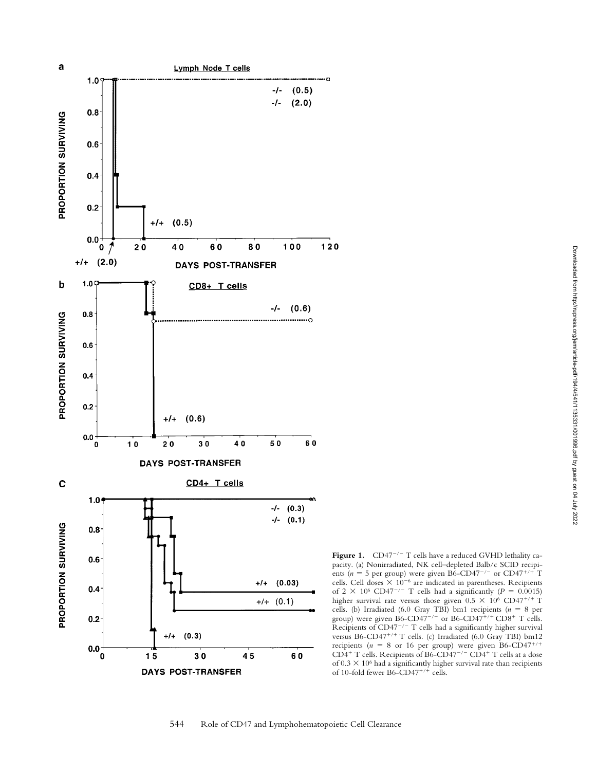**Figure 1.** CD47$^{-/-}$ T cells have a reduced GVHD lethality capacity. (a) Nonirradiated, NK cell–depleted Balb/c SCID recipients ($n$ = 5 per group) were given B6-CD47$^{-/-}$ or CD47$^{+/+}$ T cells. Cell doses $\times$ $10^{-6}$ are indicated in parentheses. Recipients of 2 $\times$ $10^6$ CD47$^{-/-}$ T cells had a significantly ($P$ = 0.0015) higher survival rate versus those given 0.5 $\times$ $10^6$ CD47$^{+/+}$ T cells. (b) Irradiated (6.0 Gray TBI) bm1 recipients ($n$ = 8 per group) were given B6-CD47$^{-/-}$ or B6-CD47$^{+/+}$ CD8$^+$ T cells. Recipients of CD47$^{-/-}$ T cells had a significantly higher survival versus B6-CD47$^{+/+}$ T cells. (c) Irradiated (6.0 Gray TBI) bm12 recipients ($n$ = 8 or 16 per group) were given B6-CD47$^{+/+}$ CD4$^+$ T cells. Recipients of B6-CD47$^{-/-}$ CD4$^+$ T cells at a dose of 0.3 $\times$ $10^6$ had a significantly higher survival rate than recipients of 10-fold fewer B6-CD47$^{+/+}$ cells.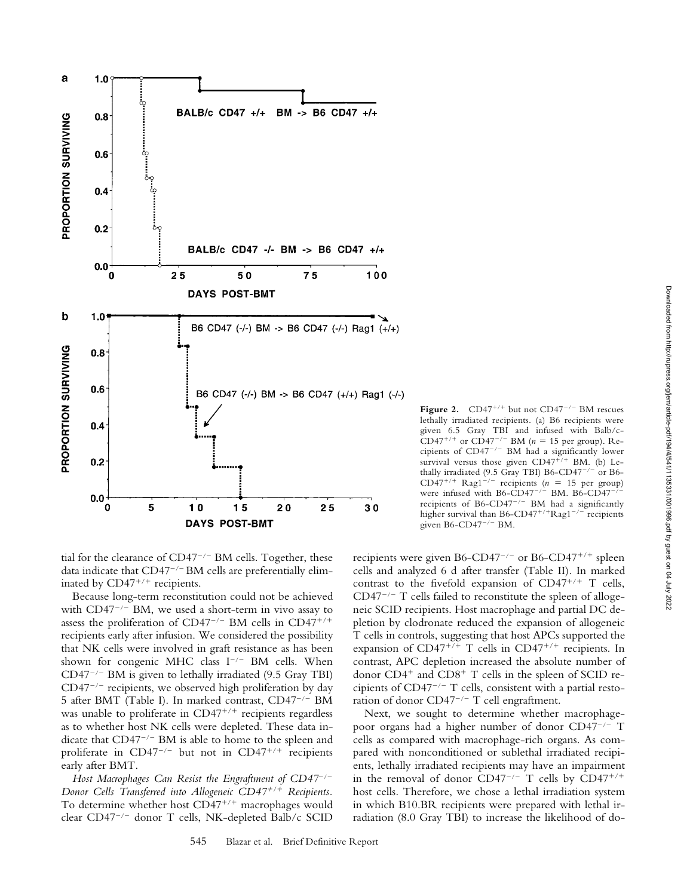**Figure 2.** $CD47^{+/+}$ but not $CD47^{-/-}$ BM rescues lethally irradiated recipients. (a) B6 recipients were given 6.5 Gray TBI and infused with Balb/c-$CD47^{+/+}$ or $CD47^{-/-}$ BM ($n = 15$ per group). Recipients of $CD47^{-/-}$ BM had a significantly lower survival versus those given $CD47^{+/+}$ BM. (b) Lethally irradiated (9.5 Gray TBI) B6-$CD47^{-/-}$ or B6-$CD47^{+/+}$ $Rag1^{-/-}$ recipients ($n = 15$ per group) were infused with B6-$CD47^{-/-}$ BM. B6-$CD47^{-/-}$ recipients of B6-$CD47^{-/-}$ BM had a significantly higher survival than B6-$CD47^{+/+}Rag1^{-/-}$ recipients given B6-$CD47^{-/-}$ BM.

tial for the clearance of $CD47^{-/-}$ BM cells. Together, these data indicate that $CD47^{-/-}$ BM cells are preferentially eliminated by $CD47^{+/+}$ recipients.

Because long-term reconstitution could not be achieved with $CD47^{-/-}$ BM, we used a short-term in vivo assay to assess the proliferation of $CD47^{-/-}$ BM cells in $CD47^{+/+}$ recipients early after infusion. We considered the possibility that NK cells were involved in graft resistance as has been shown for congenic MHC class $I^{-/-}$ BM cells. When $CD47^{-/-}$ BM is given to lethally irradiated (9.5 Gray TBI) $CD47^{-/-}$ recipients, we observed high proliferation by day 5 after BMT (Table I). In marked contrast, $CD47^{-/-}$ BM was unable to proliferate in $CD47^{+/+}$ recipients regardless as to whether host NK cells were depleted. These data indicate that $CD47^{-/-}$ BM is able to home to the spleen and proliferate in $CD47^{-/-}$ but not in $CD47^{+/+}$ recipients early after BMT.

*Host Macrophages Can Resist the Engraftment of $CD47^{-/-}$ Donor Cells Transferred into Allogeneic $CD47^{+/+}$ Recipients.* To determine whether host $CD47^{+/+}$ macrophages would clear $CD47^{-/-}$ donor T cells, NK-depleted Balb/c SCID recipients were given B6-$CD47^{-/-}$ or B6-$CD47^{+/+}$ spleen cells and analyzed 6 d after transfer (Table II). In marked contrast to the fivefold expansion of $CD47^{+/+}$ T cells, $CD47^{-/-}$ T cells failed to reconstitute the spleen of allogeneic SCID recipients. Host macrophage and partial DC depletion by clodronate reduced the expansion of allogeneic T cells in controls, suggesting that host APCs supported the expansion of $CD47^{+/+}$ T cells in $CD47^{+/+}$ recipients. In contrast, APC depletion increased the absolute number of donor $CD4^+$ and $CD8^+$ T cells in the spleen of SCID recipients of $CD47^{-/-}$ T cells, consistent with a partial restoration of donor $CD47^{-/-}$ T cell engraftment.

Next, we sought to determine whether macrophage-poor organs had a higher number of donor $CD47^{-/-}$ T cells as compared with macrophage-rich organs. As compared with nonconditioned or sublethal irradiated recipients, lethally irradiated recipients may have an impairment in the removal of donor $CD47^{-/-}$ T cells by $CD47^{+/+}$ host cells. Therefore, we chose a lethal irradiation system in which B10.BR recipients were prepared with lethal irradiation (8.0 Gray TBI) to increase the likelihood of do-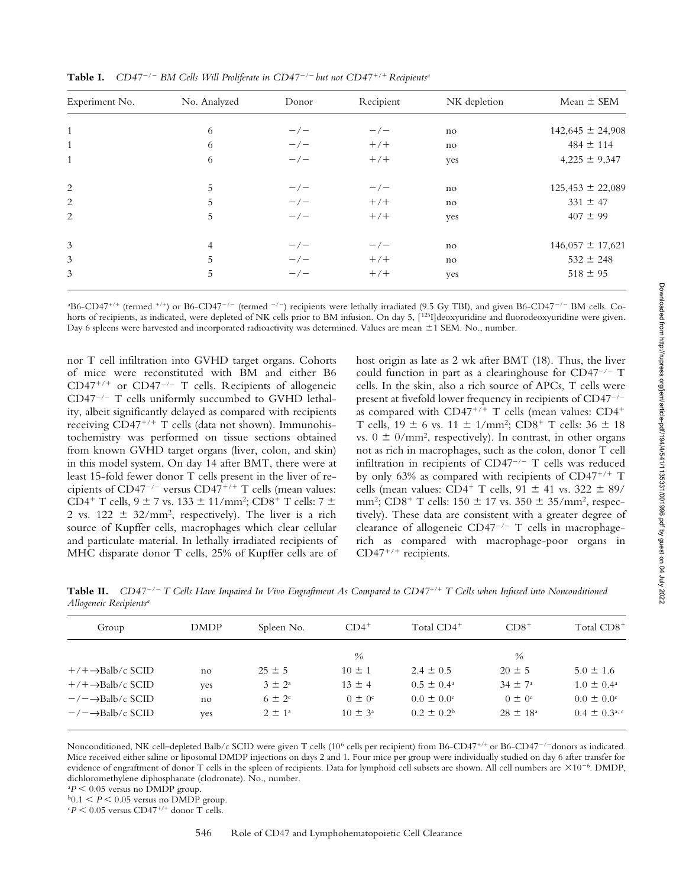**Table I.** *CD47$^{-/-}$ BM Cells Will Proliferate in CD47$^{-/-}$ but not CD47$^{+/+}$ Recipients*[a]

| Experiment No. | No. Analyzed | Donor | Recipient | NK depletion | Mean ± SEM |
|---|---|---|---|---|---|
| 1 | 6 | −/− | −/− | no | 142,645 ± 24,908 |
| 1 | 6 | −/− | +/+ | no | 484 ± 114 |
| 1 | 6 | −/− | +/+ | yes | 4,225 ± 9,347 |
| 2 | 5 | −/− | −/− | no | 125,453 ± 22,089 |
| 2 | 5 | −/− | +/+ | no | 331 ± 47 |
| 2 | 5 | −/− | +/+ | yes | 407 ± 99 |
| 3 | 4 | −/− | −/− | no | 146,057 ± 17,621 |
| 3 | 5 | −/− | +/+ | no | 532 ± 248 |
| 3 | 5 | −/− | +/+ | yes | 518 ± 95 |

[a]B6-CD47$^{+/+}$ (termed $^{+/+}$) or B6-CD47$^{-/-}$ (termed $^{-/-}$) recipients were lethally irradiated (9.5 Gy TBI), and given B6-CD47$^{-/-}$ BM cells. Cohorts of recipients, as indicated, were depleted of NK cells prior to BM infusion. On day 5, [$^{125}$I]deoxyuridine and fluorodeoxyuridine were given. Day 6 spleens were harvested and incorporated radioactivity was determined. Values are mean ±1 SEM. No., number.

nor T cell infiltration into GVHD target organs. Cohorts of mice were reconstituted with BM and either B6 CD47$^{+/+}$ or CD47$^{-/-}$ T cells. Recipients of allogeneic CD47$^{-/-}$ T cells uniformly succumbed to GVHD lethality, albeit significantly delayed as compared with recipients receiving CD47$^{+/+}$ T cells (data not shown). Immunohistochemistry was performed on tissue sections obtained from known GVHD target organs (liver, colon, and skin) in this model system. On day 14 after BMT, there were at least 15-fold fewer donor T cells present in the liver of recipients of CD47$^{-/-}$ versus CD47$^{+/+}$ T cells (mean values: CD4$^+$ T cells, 9 ± 7 vs. 133 ± 11/mm$^2$; CD8$^+$ T cells: 7 ± 2 vs. 122 ± 32/mm$^2$, respectively). The liver is a rich source of Kupffer cells, macrophages which clear cellular and particulate material. In lethally irradiated recipients of MHC disparate donor T cells, 25% of Kupffer cells are of host origin as late as 2 wk after BMT (18). Thus, the liver could function in part as a clearinghouse for CD47$^{-/-}$ T cells. In the skin, also a rich source of APCs, T cells were present at fivefold lower frequency in recipients of CD47$^{-/-}$ as compared with CD47$^{+/+}$ T cells (mean values: CD4$^+$ T cells, 19 ± 6 vs. 11 ± 1/mm$^2$; CD8$^+$ T cells: 36 ± 18 vs. 0 ± 0/mm$^2$, respectively). In contrast, in other organs not as rich in macrophages, such as the colon, donor T cell infiltration in recipients of CD47$^{-/-}$ T cells was reduced by only 63% as compared with recipients of CD47$^{+/+}$ T cells (mean values: CD4$^+$ T cells, 91 ± 41 vs. 322 ± 89/mm$^2$; CD8$^+$ T cells: 150 ± 17 vs. 350 ± 35/mm$^2$, respectively). These data are consistent with a greater degree of clearance of allogeneic CD47$^{-/-}$ T cells in macrophage-rich as compared with macrophage-poor organs in CD47$^{+/+}$ recipients.

**Table II.** *CD47$^{-/-}$ T Cells Have Impaired In Vivo Engraftment As Compared to CD47$^{+/+}$ T Cells when Infused into Nonconditioned Allogeneic Recipients*[a]

| Group | DMDP | Spleen No. | CD4$^+$ | Total CD4$^+$ | CD8$^+$ | Total CD8$^+$ |
|---|---|---|---|---|---|---|
| | | | % | | % | |
| +/+→Balb/c SCID | no | 25 ± 5 | 10 ± 1 | 2.4 ± 0.5 | 20 ± 5 | 5.0 ± 1.6 |
| +/+→Balb/c SCID | yes | 3 ± 2[a] | 13 ± 4 | 0.5 ± 0.4[a] | 34 ± 7[a] | 1.0 ± 0.4[a] |
| −/−→Balb/c SCID | no | 6 ± 2[c] | 0 ± 0[c] | 0.0 ± 0.0[c] | 0 ± 0[c] | 0.0 ± 0.0[c] |
| −/−→Balb/c SCID | yes | 2 ± 1[a] | 10 ± 3[a] | 0.2 ± 0.2[b] | 28 ± 18[a] | 0.4 ± 0.3[a, c] |

Nonconditioned, NK cell–depleted Balb/c SCID were given T cells ($10^6$ cells per recipient) from B6-CD47$^{+/+}$ or B6-CD47$^{-/-}$ donors as indicated. Mice received either saline or liposomal DMDP injections on days 2 and 1. Four mice per group were individually studied on day 6 after transfer for evidence of engraftment of donor T cells in the spleen of recipients. Data for lymphoid cell subsets are shown. All cell numbers are $\times 10^{-6}$. DMDP, dichloromethylene diphosphanate (clodronate). No., number.

[a]$P < 0.05$ versus no DMDP group.

[b]$0.1 < P < 0.05$ versus no DMDP group.

[c]$P < 0.05$ versus CD47$^{+/+}$ donor T cells.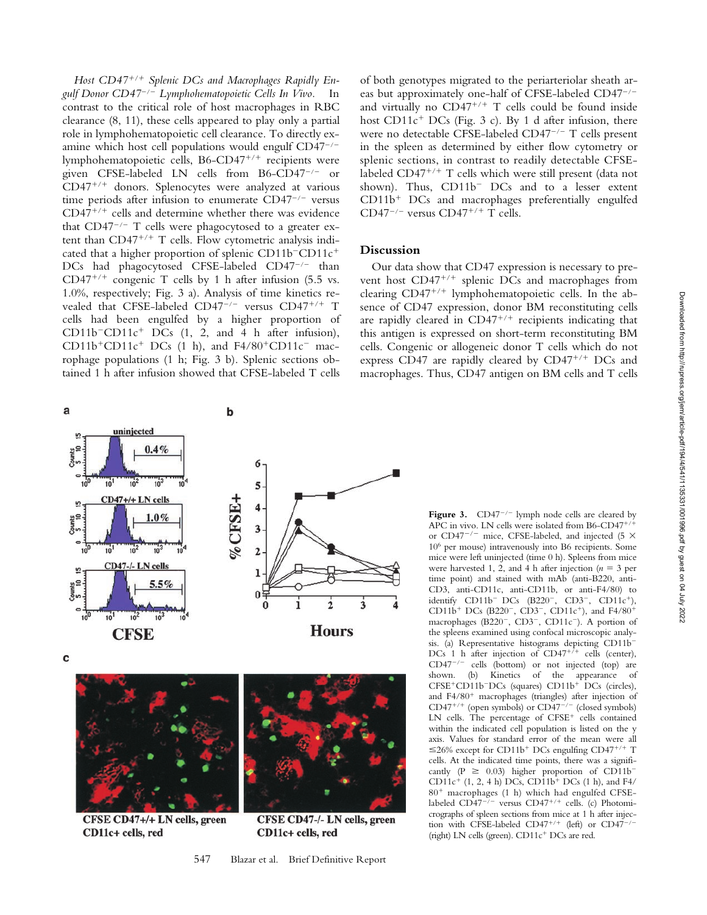*Host CD47$^{+/+}$ Splenic DCs and Macrophages Rapidly Engulf Donor CD47$^{-/-}$ Lymphohematopoietic Cells In Vivo.* In contrast to the critical role of host macrophages in RBC clearance (8, 11), these cells appeared to play only a partial role in lymphohematopoietic cell clearance. To directly examine which host cell populations would engulf CD47$^{-/-}$ lymphohematopoietic cells, B6-CD47$^{+/+}$ recipients were given CFSE-labeled LN cells from B6-CD47$^{-/-}$ or CD47$^{+/+}$ donors. Splenocytes were analyzed at various time periods after infusion to enumerate CD47$^{-/-}$ versus CD47$^{+/+}$ cells and determine whether there was evidence that CD47$^{-/-}$ T cells were phagocytosed to a greater extent than CD47$^{+/+}$ T cells. Flow cytometric analysis indicated that a higher proportion of splenic CD11b$^-$CD11c$^+$ DCs had phagocytosed CFSE-labeled CD47$^{-/-}$ than CD47$^{+/+}$ congenic T cells by 1 h after infusion (5.5 vs. 1.0%, respectively; Fig. 3 a). Analysis of time kinetics revealed that CFSE-labeled CD47$^{-/-}$ versus CD47$^{+/+}$ T cells had been engulfed by a higher proportion of CD11b$^-$CD11c$^+$ DCs (1, 2, and 4 h after infusion), CD11b$^+$CD11c$^+$ DCs (1 h), and F4/80$^+$CD11c$^-$ macrophage populations (1 h; Fig. 3 b). Splenic sections obtained 1 h after infusion showed that CFSE-labeled T cells of both genotypes migrated to the periarteriolar sheath areas but approximately one-half of CFSE-labeled CD47$^{-/-}$ and virtually no CD47$^{+/+}$ T cells could be found inside host CD11c$^+$ DCs (Fig. 3 c). By 1 d after infusion, there were no detectable CFSE-labeled CD47$^{-/-}$ T cells present in the spleen as determined by either flow cytometry or splenic sections, in contrast to readily detectable CFSE-labeled CD47$^{+/+}$ T cells which were still present (data not shown). Thus, CD11b$^-$ DCs and to a lesser extent CD11b$^+$ DCs and macrophages preferentially engulfed CD47$^{-/-}$ versus CD47$^{+/+}$ T cells.

## Discussion

Our data show that CD47 expression is necessary to prevent host CD47$^{+/+}$ splenic DCs and macrophages from clearing CD47$^{+/+}$ lymphohematopoietic cells. In the absence of CD47 expression, donor BM reconstituting cells are rapidly cleared in CD47$^{+/+}$ recipients indicating that this antigen is expressed on short-term reconstituting BM cells. Congenic or allogeneic donor T cells which do not express CD47 are rapidly cleared by CD47$^{+/+}$ DCs and macrophages. Thus, CD47 antigen on BM cells and T cells

**Figure 3.** CD47$^{-/-}$ lymph node cells are cleared by APC in vivo. LN cells were isolated from B6-CD47$^{+/+}$ or CD47$^{-/-}$ mice, CFSE-labeled, and injected ($5 \times 10^6$ per mouse) intravenously into B6 recipients. Some mice were left uninjected (time 0 h). Spleens from mice were harvested 1, 2, and 4 h after injection ($n = 3$ per time point) and stained with mAb (anti-B220, anti-CD3, anti-CD11c, anti-CD11b, or anti-F4/80) to identify CD11b$^-$ DCs (B220$^-$, CD3$^-$, CD11c$^+$), CD11b$^+$ DCs (B220$^-$, CD3$^-$, CD11c$^+$), and F4/80$^+$ macrophages (B220$^-$, CD3$^-$, CD11c$^-$). A portion of the spleens examined using confocal microscopic analysis. (a) Representative histograms depicting CD11b$^-$ DCs 1 h after injection of CD47$^{+/+}$ cells (center), CD47$^{-/-}$ cells (bottom) or not injected (top) are shown. (b) Kinetics of the appearance of CFSE$^+$CD11b$^-$DCs (squares) CD11b$^+$ DCs (circles), and F4/80$^+$ macrophages (triangles) after injection of CD47$^{+/+}$ (open symbols) or CD47$^{-/-}$ (closed symbols) LN cells. The percentage of CFSE$^+$ cells contained within the indicated cell population is listed on the y axis. Values for standard error of the mean were all ≤26% except for CD11b$^+$ DCs engulfing CD47$^{+/+}$ T cells. At the indicated time points, there was a significantly ($P \geq 0.03$) higher proportion of CD11b$^-$ CD11c$^+$ (1, 2, 4 h) DCs, CD11b$^+$ DCs (1 h), and F4/80$^+$ macrophages (1 h) which had engulfed CFSE-labeled CD47$^{-/-}$ versus CD47$^{+/+}$ cells. (c) Photomicrographs of spleen sections from mice at 1 h after injection with CFSE-labeled CD47$^{+/+}$ (left) or CD47$^{-/-}$ (right) LN cells (green). CD11c$^+$ DCs are red.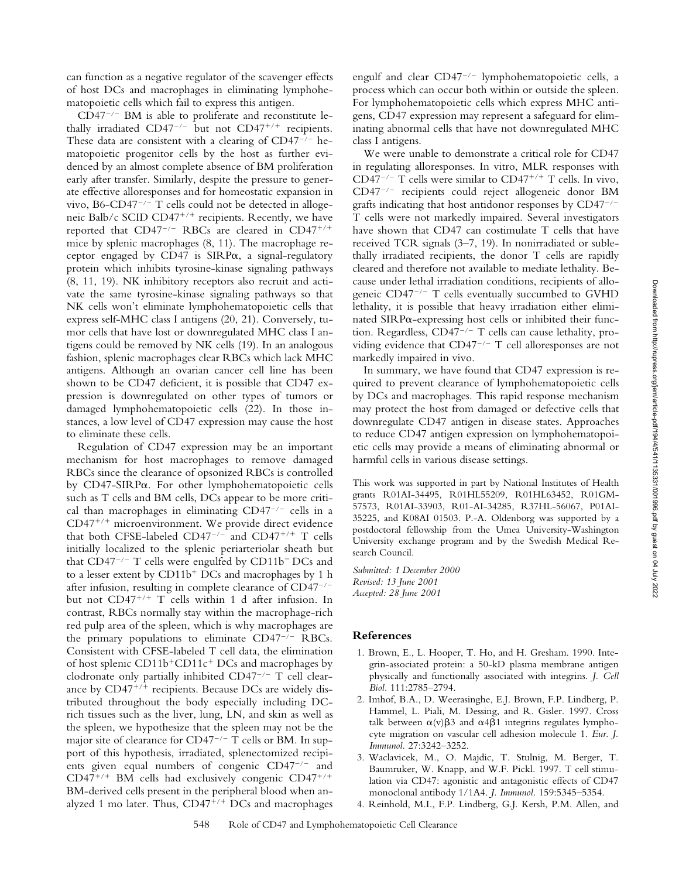can function as a negative regulator of the scavenger effects of host DCs and macrophages in eliminating lymphohematopoietic cells which fail to express this antigen.

$CD47^{-/-}$ BM is able to proliferate and reconstitute lethally irradiated $CD47^{-/-}$ but not $CD47^{+/+}$ recipients. These data are consistent with a clearing of $CD47^{-/-}$ hematopoietic progenitor cells by the host as further evidenced by an almost complete absence of BM proliferation early after transfer. Similarly, despite the pressure to generate effective alloresponses and for homeostatic expansion in vivo, B6-$CD47^{-/-}$ T cells could not be detected in allogeneic Balb/c SCID $CD47^{+/+}$ recipients. Recently, we have reported that $CD47^{-/-}$ RBCs are cleared in $CD47^{+/+}$ mice by splenic macrophages (8, 11). The macrophage receptor engaged by CD47 is SIRPα, a signal-regulatory protein which inhibits tyrosine-kinase signaling pathways (8, 11, 19). NK inhibitory receptors also recruit and activate the same tyrosine-kinase signaling pathways so that NK cells won't eliminate lymphohematopoietic cells that express self-MHC class I antigens (20, 21). Conversely, tumor cells that have lost or downregulated MHC class I antigens could be removed by NK cells (19). In an analogous fashion, splenic macrophages clear RBCs which lack MHC antigens. Although an ovarian cancer cell line has been shown to be CD47 deficient, it is possible that CD47 expression is downregulated on other types of tumors or damaged lymphohematopoietic cells (22). In those instances, a low level of CD47 expression may cause the host to eliminate these cells.

Regulation of CD47 expression may be an important mechanism for host macrophages to remove damaged RBCs since the clearance of opsonized RBCs is controlled by CD47-SIRPα. For other lymphohematopoietic cells such as T cells and BM cells, DCs appear to be more critical than macrophages in eliminating $CD47^{-/-}$ cells in a $CD47^{+/+}$ microenvironment. We provide direct evidence that both CFSE-labeled $CD47^{-/-}$ and $CD47^{+/+}$ T cells initially localized to the splenic periarteriolar sheath but that $CD47^{-/-}$ T cells were engulfed by $CD11b^-$ DCs and to a lesser extent by $CD11b^+$ DCs and macrophages by 1 h after infusion, resulting in complete clearance of $CD47^{-/-}$ but not $CD47^{+/+}$ T cells within 1 d after infusion. In contrast, RBCs normally stay within the macrophage-rich red pulp area of the spleen, which is why macrophages are the primary populations to eliminate $CD47^{-/-}$ RBCs. Consistent with CFSE-labeled T cell data, the elimination of host splenic $CD11b^+CD11c^+$ DCs and macrophages by clodronate only partially inhibited $CD47^{-/-}$ T cell clearance by $CD47^{+/+}$ recipients. Because DCs are widely distributed throughout the body especially including DC-rich tissues such as the liver, lung, LN, and skin as well as the spleen, we hypothesize that the spleen may not be the major site of clearance for $CD47^{-/-}$ T cells or BM. In support of this hypothesis, irradiated, splenectomized recipients given equal numbers of congenic $CD47^{-/-}$ and $CD47^{+/+}$ BM cells had exclusively congenic $CD47^{+/+}$ BM-derived cells present in the peripheral blood when analyzed 1 mo later. Thus, $CD47^{+/+}$ DCs and macrophages engulf and clear $CD47^{-/-}$ lymphohematopoietic cells, a process which can occur both within or outside the spleen. For lymphohematopoietic cells which express MHC antigens, CD47 expression may represent a safeguard for eliminating abnormal cells that have not downregulated MHC class I antigens.

We were unable to demonstrate a critical role for CD47 in regulating alloresponses. In vitro, MLR responses with $CD47^{-/-}$ T cells were similar to $CD47^{+/+}$ T cells. In vivo, $CD47^{-/-}$ recipients could reject allogeneic donor BM grafts indicating that host antidonor responses by $CD47^{-/-}$ T cells were not markedly impaired. Several investigators have shown that CD47 can costimulate T cells that have received TCR signals (3–7, 19). In nonirradiated or sublethally irradiated recipients, the donor T cells are rapidly cleared and therefore not available to mediate lethality. Because under lethal irradiation conditions, recipients of allogeneic $CD47^{-/-}$ T cells eventually succumbed to GVHD lethality, it is possible that heavy irradiation either eliminated SIRPα-expressing host cells or inhibited their function. Regardless, $CD47^{-/-}$ T cells can cause lethality, providing evidence that $CD47^{-/-}$ T cell alloresponses are not markedly impaired in vivo.

In summary, we have found that CD47 expression is required to prevent clearance of lymphohematopoietic cells by DCs and macrophages. This rapid response mechanism may protect the host from damaged or defective cells that downregulate CD47 antigen in disease states. Approaches to reduce CD47 antigen expression on lymphohematopoietic cells may provide a means of eliminating abnormal or harmful cells in various disease settings.

This work was supported in part by National Institutes of Health grants R01AI-34495, R01HL55209, R01HL63452, R01GM-57573, R01AI-33903, R01-AI-34285, R37HL-56067, P01AI-35225, and K08AI 01503. P.-A. Oldenborg was supported by a postdoctoral fellowship from the Umea University-Washington University exchange program and by the Swedish Medical Research Council.

*Submitted: 1 December 2000*
*Revised: 13 June 2001*
*Accepted: 28 June 2001*

## References

1. Brown, E., L. Hooper, T. Ho, and H. Gresham. 1990. Integrin-associated protein: a 50-kD plasma membrane antigen physically and functionally associated with integrins. *J. Cell Biol.* 111:2785–2794.
2. Imhof, B.A., D. Weerasinghe, E.J. Brown, F.P. Lindberg, P. Hammel, L. Piali, M. Dessing, and R. Gisler. 1997. Cross talk between α(v)β3 and α4β1 integrins regulates lymphocyte migration on vascular cell adhesion molecule 1. *Eur. J. Immunol.* 27:3242–3252.
3. Waclavicek, M., O. Majdic, T. Stulnig, M. Berger, T. Baumruker, W. Knapp, and W.F. Pickl. 1997. T cell stimulation via CD47: agonistic and antagonistic effects of CD47 monoclonal antibody 1/1A4. *J. Immunol.* 159:5345–5354.
4. Reinhold, M.I., F.P. Lindberg, G.J. Kersh, P.M. Allen, and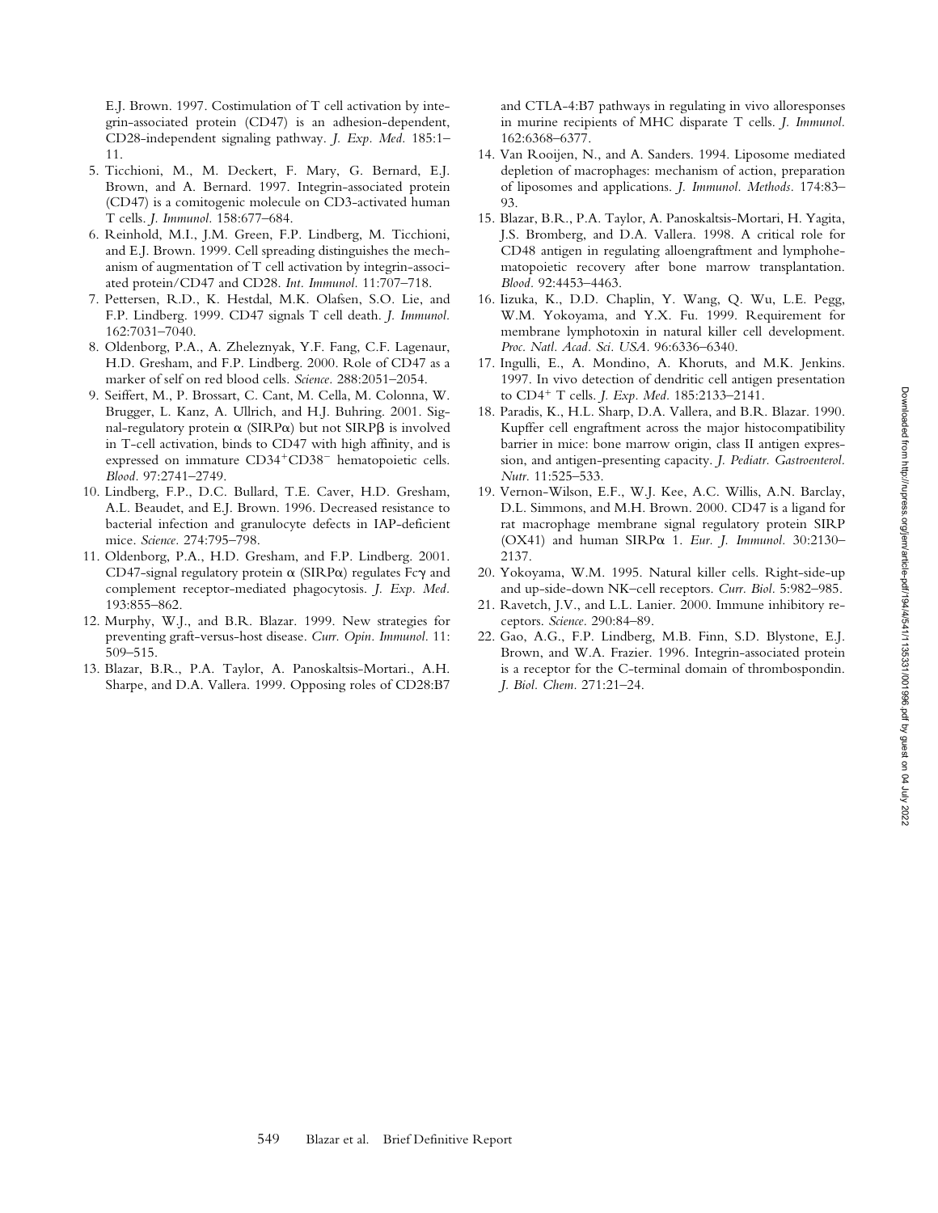E.J. Brown. 1997. Costimulation of T cell activation by integrin-associated protein (CD47) is an adhesion-dependent, CD28-independent signaling pathway. *J. Exp. Med.* 185:1–11.

5. Ticchioni, M., M. Deckert, F. Mary, G. Bernard, E.J. Brown, and A. Bernard. 1997. Integrin-associated protein (CD47) is a comitogenic molecule on CD3-activated human T cells. *J. Immunol.* 158:677–684.
6. Reinhold, M.I., J.M. Green, F.P. Lindberg, M. Ticchioni, and E.J. Brown. 1999. Cell spreading distinguishes the mechanism of augmentation of T cell activation by integrin-associated protein/CD47 and CD28. *Int. Immunol.* 11:707–718.
7. Pettersen, R.D., K. Hestdal, M.K. Olafsen, S.O. Lie, and F.P. Lindberg. 1999. CD47 signals T cell death. *J. Immunol.* 162:7031–7040.
8. Oldenborg, P.A., A. Zheleznyak, Y.F. Fang, C.F. Lagenaur, H.D. Gresham, and F.P. Lindberg. 2000. Role of CD47 as a marker of self on red blood cells. *Science.* 288:2051–2054.
9. Seiffert, M., P. Brossart, C. Cant, M. Cella, M. Colonna, W. Brugger, L. Kanz, A. Ullrich, and H.J. Buhring. 2001. Signal-regulatory protein α (SIRPα) but not SIRPβ is involved in T-cell activation, binds to CD47 with high affinity, and is expressed on immature $CD34^+CD38^-$ hematopoietic cells. *Blood.* 97:2741–2749.
10. Lindberg, F.P., D.C. Bullard, T.E. Caver, H.D. Gresham, A.L. Beaudet, and E.J. Brown. 1996. Decreased resistance to bacterial infection and granulocyte defects in IAP-deficient mice. *Science.* 274:795–798.
11. Oldenborg, P.A., H.D. Gresham, and F.P. Lindberg. 2001. CD47-signal regulatory protein α (SIRPα) regulates Fcγ and complement receptor-mediated phagocytosis. *J. Exp. Med.* 193:855–862.
12. Murphy, W.J., and B.R. Blazar. 1999. New strategies for preventing graft-versus-host disease. *Curr. Opin. Immunol.* 11:509–515.
13. Blazar, B.R., P.A. Taylor, A. Panoskaltsis-Mortari., A.H. Sharpe, and D.A. Vallera. 1999. Opposing roles of CD28:B7 and CTLA-4:B7 pathways in regulating in vivo alloresponses in murine recipients of MHC disparate T cells. *J. Immunol.* 162:6368–6377.
14. Van Rooijen, N., and A. Sanders. 1994. Liposome mediated depletion of macrophages: mechanism of action, preparation of liposomes and applications. *J. Immunol. Methods.* 174:83–93.
15. Blazar, B.R., P.A. Taylor, A. Panoskaltsis-Mortari, H. Yagita, J.S. Bromberg, and D.A. Vallera. 1998. A critical role for CD48 antigen in regulating alloengraftment and lymphohematopoietic recovery after bone marrow transplantation. *Blood.* 92:4453–4463.
16. Iizuka, K., D.D. Chaplin, Y. Wang, Q. Wu, L.E. Pegg, W.M. Yokoyama, and Y.X. Fu. 1999. Requirement for membrane lymphotoxin in natural killer cell development. *Proc. Natl. Acad. Sci. USA.* 96:6336–6340.
17. Ingulli, E., A. Mondino, A. Khoruts, and M.K. Jenkins. 1997. In vivo detection of dendritic cell antigen presentation to $CD4^+$ T cells. *J. Exp. Med.* 185:2133–2141.
18. Paradis, K., H.L. Sharp, D.A. Vallera, and B.R. Blazar. 1990. Kupffer cell engraftment across the major histocompatibility barrier in mice: bone marrow origin, class II antigen expression, and antigen-presenting capacity. *J. Pediatr. Gastroenterol. Nutr.* 11:525–533.
19. Vernon-Wilson, E.F., W.J. Kee, A.C. Willis, A.N. Barclay, D.L. Simmons, and M.H. Brown. 2000. CD47 is a ligand for rat macrophage membrane signal regulatory protein SIRP (OX41) and human SIRPα 1. *Eur. J. Immunol.* 30:2130–2137.
20. Yokoyama, W.M. 1995. Natural killer cells. Right-side-up and up-side-down NK–cell receptors. *Curr. Biol.* 5:982–985.
21. Ravetch, J.V., and L.L. Lanier. 2000. Immune inhibitory receptors. *Science.* 290:84–89.
22. Gao, A.G., F.P. Lindberg, M.B. Finn, S.D. Blystone, E.J. Brown, and W.A. Frazier. 1996. Integrin-associated protein is a receptor for the C-terminal domain of thrombospondin. *J. Biol. Chem.* 271:21–24.